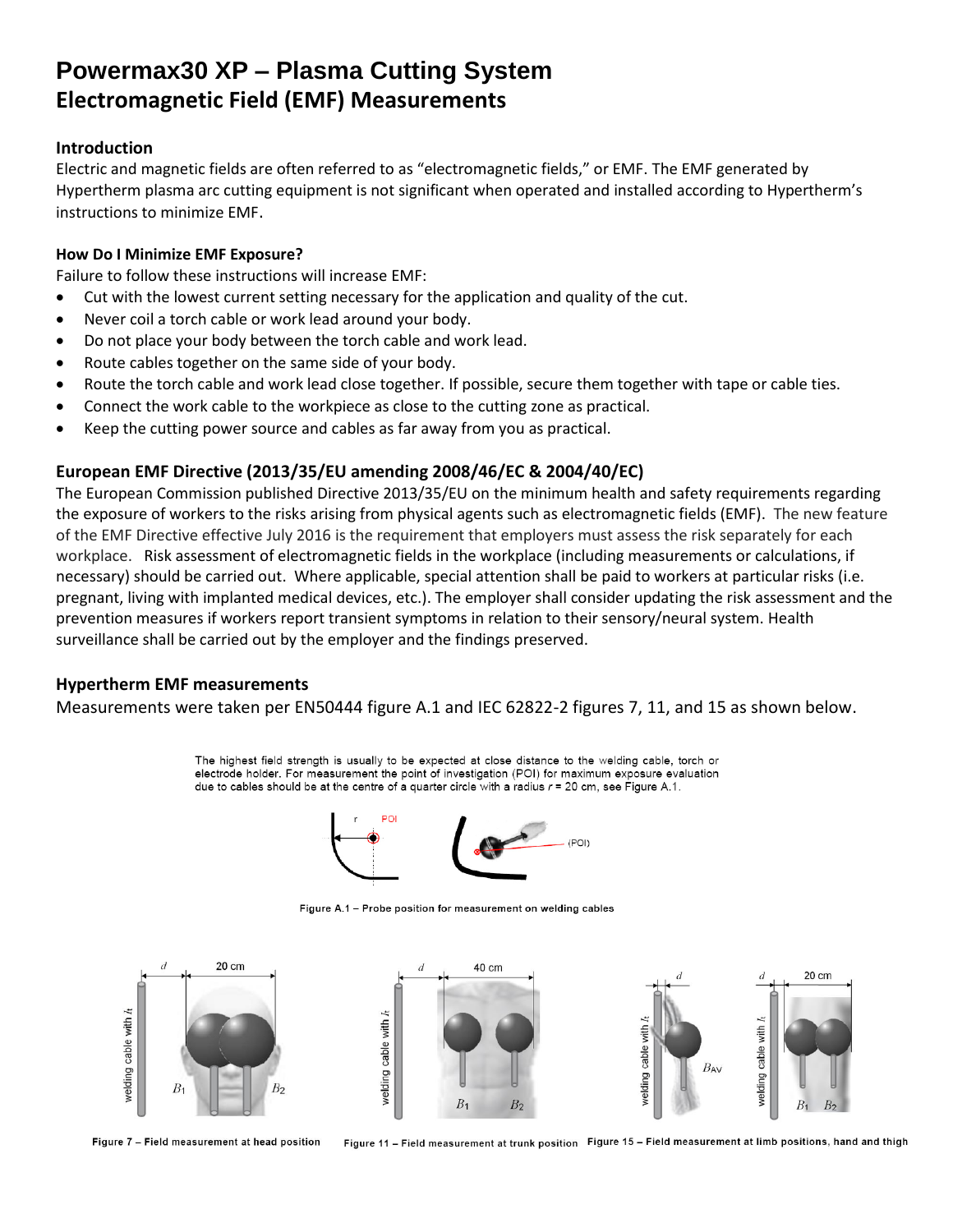# Powermax30 XP – Plasma Cutting System

## Electromagnetic Field (EMF) Measurements

### Introduction

Electric and magnetic fields are often referred to as "electromagnetic fields," or EMF. The EMF generated by Hypertherm plasma arc cutting equipment is not significant when operated and installed according to Hypertherm's instructions to minimize EMF.

### How Do I Minimize EMF Exposure?

Failure to follow these instructions will increase EMF:

- Cut with the lowest current setting necessary for the application and quality of the cut.
- Never coil a torch cable or work lead around your body.
- Do not place your body between the torch cable and work lead.
- Route cables together on the same side of your body.
- Route the torch cable and work lead close together. If possible, secure them together with tape or cable ties.
- Connect the work cable to the workpiece as close to the cutting zone as practical.
- Keep the cutting power source and cables as far away from you as practical.

### European EMF Directive (2013/35/EU amending 2008/46/EC & 2004/40/EC)

The European Commission published Directive 2013/35/EU on the minimum health and safety requirements regarding the exposure of workers to the risks arising from physical agents such as electromagnetic fields (EMF). The new feature of the EMF Directive effective July 2016 is the requirement that employers must assess the risk separately for each workplace. Risk assessment of electromagnetic fields in the workplace (including measurements or calculations, if necessary) should be carried out. Where applicable, special attention shall be paid to workers at particular risks (i.e. pregnant, living with implanted medical devices, etc.). The employer shall consider updating the risk assessment and the prevention measures if workers report transient symptoms in relation to their sensory/neural system. Health surveillance shall be carried out by the employer and the findings preserved.

### Hypertherm EMF measurements

Measurements were taken per EN50444 figure A.1 and IEC 62822-2 figures 7, 11, and 15 as shown below.

The highest field strength is usually to be expected at close distance to the welding cable, torch or electrode holder. For measurement the point of investigation (POI) for maximum exposure evaluation due to cables should be at the centre of a quarter circle with a radius $r$ = 20 cm, see Figure A.1.

Figure A.1 – Probe position for measurement on welding cables

Figure 7 – Field measurement at head position

Figure 11 – Field measurement at trunk position

Figure 15 – Field measurement at limb positions, hand and thigh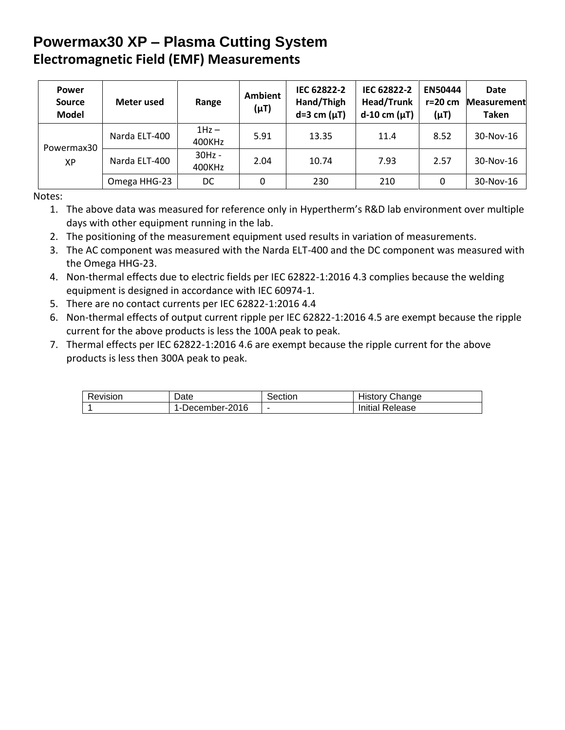# Powermax30 XP – Plasma Cutting System

## Electromagnetic Field (EMF) Measurements

| Power Source Model | Meter used | Range | Ambient (μT) | IEC 62822-2 Hand/Thigh d=3 cm (μT) | IEC 62822-2 Head/Trunk d-10 cm (μT) | EN50444 r=20 cm (μT) | Date Measurement Taken |
|---|---|---|---|---|---|---|---|
| Powermax30 XP | Narda ELT-400 | 1Hz – 400KHz | 5.91 | 13.35 | 11.4 | 8.52 | 30-Nov-16 |
| | Narda ELT-400 | 30Hz - 400KHz | 2.04 | 10.74 | 7.93 | 2.57 | 30-Nov-16 |
| | Omega HHG-23 | DC | 0 | 230 | 210 | 0 | 30-Nov-16 |

Notes:

1. The above data was measured for reference only in Hypertherm's R&D lab environment over multiple days with other equipment running in the lab.
2. The positioning of the measurement equipment used results in variation of measurements.
3. The AC component was measured with the Narda ELT-400 and the DC component was measured with the Omega HHG-23.
4. Non-thermal effects due to electric fields per IEC 62822-1:2016 4.3 complies because the welding equipment is designed in accordance with IEC 60974-1.
5. There are no contact currents per IEC 62822-1:2016 4.4
6. Non-thermal effects of output current ripple per IEC 62822-1:2016 4.5 are exempt because the ripple current for the above products is less the 100A peak to peak.
7. Thermal effects per IEC 62822-1:2016 4.6 are exempt because the ripple current for the above products is less then 300A peak to peak.

| Revision | Date | Section | History Change |
|---|---|---|---|
| 1 | 1-December-2016 | - | Initial Release |